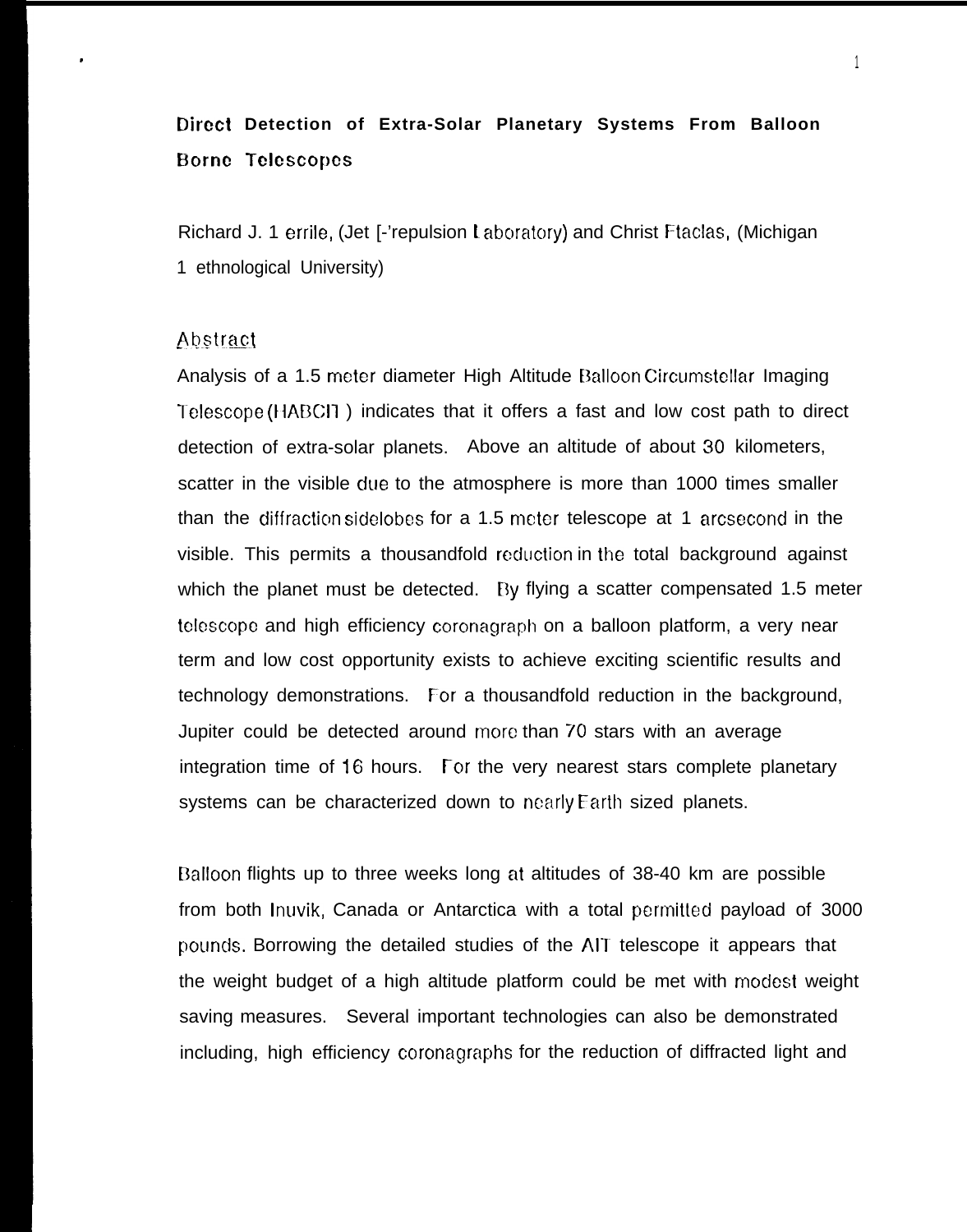# Direct Detection of Extra-Solar Planetary Systems From Balloon Borne Telescopes

Richard J. 1 errile, (Jet [-'repulsion Laboratory) and Christ Ftaclas, (Michigan 1 ethnological University)

## Abstract

Analysis of a 1.5 meter diameter High Altitude Balloon Circumstellar Imaging Telescope (HABCIT) indicates that it offers a fast and low cost path to direct detection of extra-solar planets. Above an altitude of about 30 kilometers, scatter in the visible due to the atmosphere is more than 1000 times smaller than the diffraction sidelobes for a 1.5 meter telescope at 1 arcsecond in the visible. This permits a thousandfold reduction in the total background against which the planet must be detected. By flying a scatter compensated 1.5 meter telescope and high efficiency coronagraph on a balloon platform, a very near term and low cost opportunity exists to achieve exciting scientific results and technology demonstrations. For a thousandfold reduction in the background, Jupiter could be detected around more than 70 stars with an average integration time of 16 hours. For the very nearest stars complete planetary systems can be characterized down to nearly Earth sized planets.

Balloon flights up to three weeks long at altitudes of 38-40 km are possible from both Inuvik, Canada or Antarctica with a total permitted payload of 3000 pounds. Borrowing the detailed studies of the AIT telescope it appears that the weight budget of a high altitude platform could be met with modest weight saving measures. Several important technologies can also be demonstrated including, high efficiency coronagraphs for the reduction of diffracted light and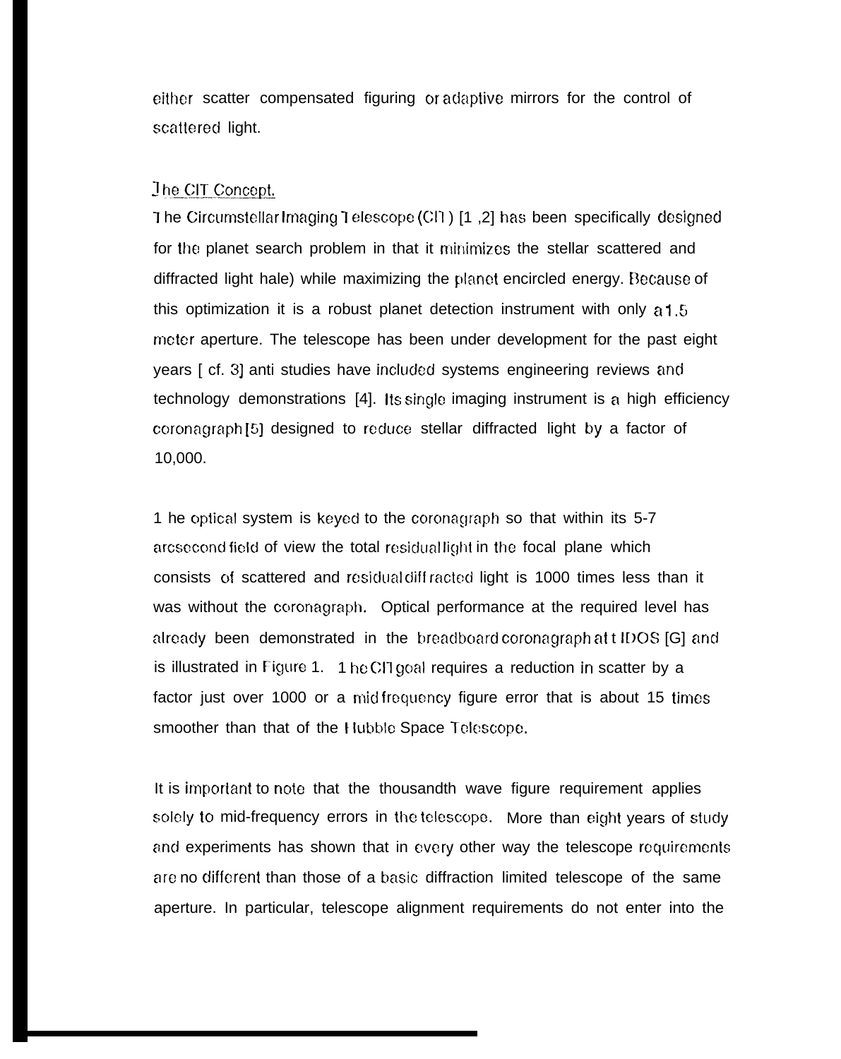either scatter compensated figuring or adaptive mirrors for the control of scattered light.

## The CIT Concept.

The Circumstellar Imaging Telescope (CIT) [1,2] has been specifically designed for the planet search problem in that it minimizes the stellar scattered and diffracted light halo while maximizing the planet encircled energy. Because of this optimization it is a robust planet detection instrument with only a 1.5 meter aperture. The telescope has been under development for the past eight years [cf. 3] and studies have included systems engineering reviews and technology demonstrations [4]. Its single imaging instrument is a high efficiency coronagraph [5] designed to reduce stellar diffracted light by a factor of 10,000.

The optical system is keyed to the coronagraph so that within its 5-7 arcsecond field of view the total residual light in the focal plane which consists of scattered and residual diffracted light is 1000 times less than it was without the coronagraph. Optical performance at the required level has already been demonstrated in the breadboard coronagraph at HDOS [6] and is illustrated in Figure 1. The CIT goal requires a reduction in scatter by a factor just over 1000 or a mid frequency figure error that is about 15 times smoother than that of the Hubble Space Telescope.

It is important to note that the thousandth wave figure requirement applies solely to mid-frequency errors in the telescope. More than eight years of study and experiments has shown that in every other way the telescope requirements are no different than those of a basic diffraction limited telescope of the same aperture. In particular, telescope alignment requirements do not enter into the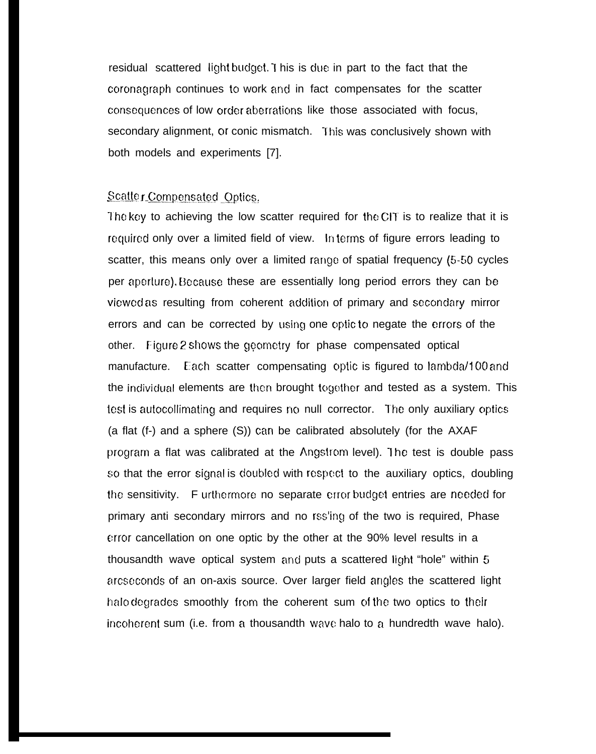residual scattered light budget. This is due in part to the fact that the coronagraph continues to work and in fact compensates for the scatter consequences of low order aberrations like those associated with focus, secondary alignment, or conic mismatch. This was conclusively shown with both models and experiments [7].

## Scatter Compensated Optics.

The key to achieving the low scatter required for the CIT is to realize that it is required only over a limited field of view. In terms of figure errors leading to scatter, this means only over a limited range of spatial frequency (5-50 cycles per aperture). Because these are essentially long period errors they can be viewed as resulting from coherent addition of primary and secondary mirror errors and can be corrected by using one optic to negate the errors of the other. Figure 2 shows the geometry for phase compensated optical manufacture. Each scatter compensating optic is figured to lambda/100 and the individual elements are then brought together and tested as a system. This test is autocollimating and requires no null corrector. The only auxiliary optics (a flat (f-) and a sphere (S)) can be calibrated absolutely (for the AXAF program a flat was calibrated at the Angstrom level). The test is double pass so that the error signal is doubled with respect to the auxiliary optics, doubling the sensitivity. Furthermore no separate error budget entries are needed for primary anti secondary mirrors and no rss'ing of the two is required, Phase error cancellation on one optic by the other at the 90% level results in a thousandth wave optical system and puts a scattered light "hole" within 5 arcseconds of an on-axis source. Over larger field angles the scattered light halo degrades smoothly from the coherent sum of the two optics to their incoherent sum (i.e. from a thousandth wave halo to a hundredth wave halo).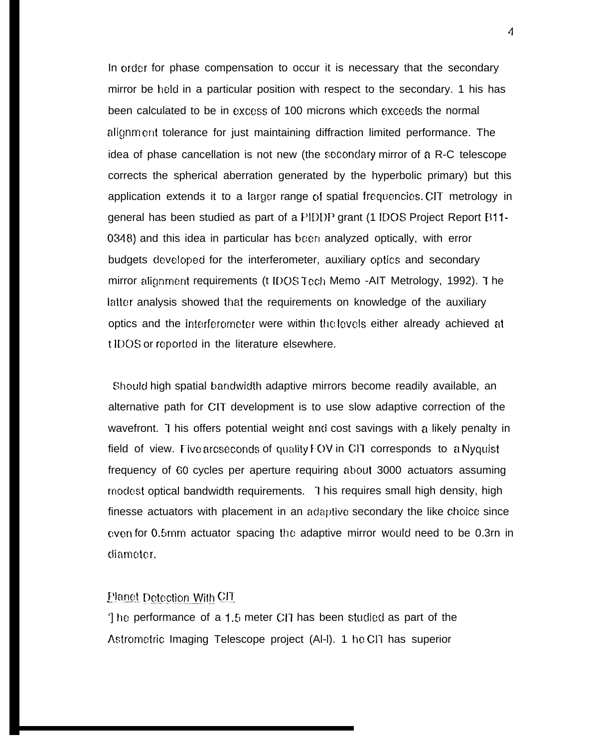In order for phase compensation to occur it is necessary that the secondary mirror be held in a particular position with respect to the secondary. 1 his has been calculated to be in excess of 100 microns which exceeds the normal alignment tolerance for just maintaining diffraction limited performance. The idea of phase cancellation is not new (the secondary mirror of a R-C telescope corrects the spherical aberration generated by the hyperbolic primary) but this application extends it to a larger range of spatial frequencies. CIT metrology in general has been studied as part of a PIDDP grant (1 IDOS Project Report B11-0348) and this idea in particular has been analyzed optically, with error budgets developed for the interferometer, auxiliary optics and secondary mirror alignment requirements (t IDOS Tech Memo -AIT Metrology, 1992). T he latter analysis showed that the requirements on knowledge of the auxiliary optics and the interferometer were within the levels either already achieved at t IDOS or reported in the literature elsewhere.

Should high spatial bandwidth adaptive mirrors become readily available, an alternative path for CIT development is to use slow adaptive correction of the wavefront. T his offers potential weight and cost savings with a likely penalty in field of view. Five arcseconds of quality FOV in CIT corresponds to a Nyquist frequency of 60 cycles per aperture requiring about 3000 actuators assuming modest optical bandwidth requirements. T his requires small high density, high finesse actuators with placement in an adaptive secondary the like choice since even for 0.5mm actuator spacing the adaptive mirror would need to be 0.3rn in diameter.

## Planet Detection With CIT

T he performance of a 1.5 meter CIT has been studied as part of the Astrometric Imaging Telescope project (AI-l). 1 he CIT has superior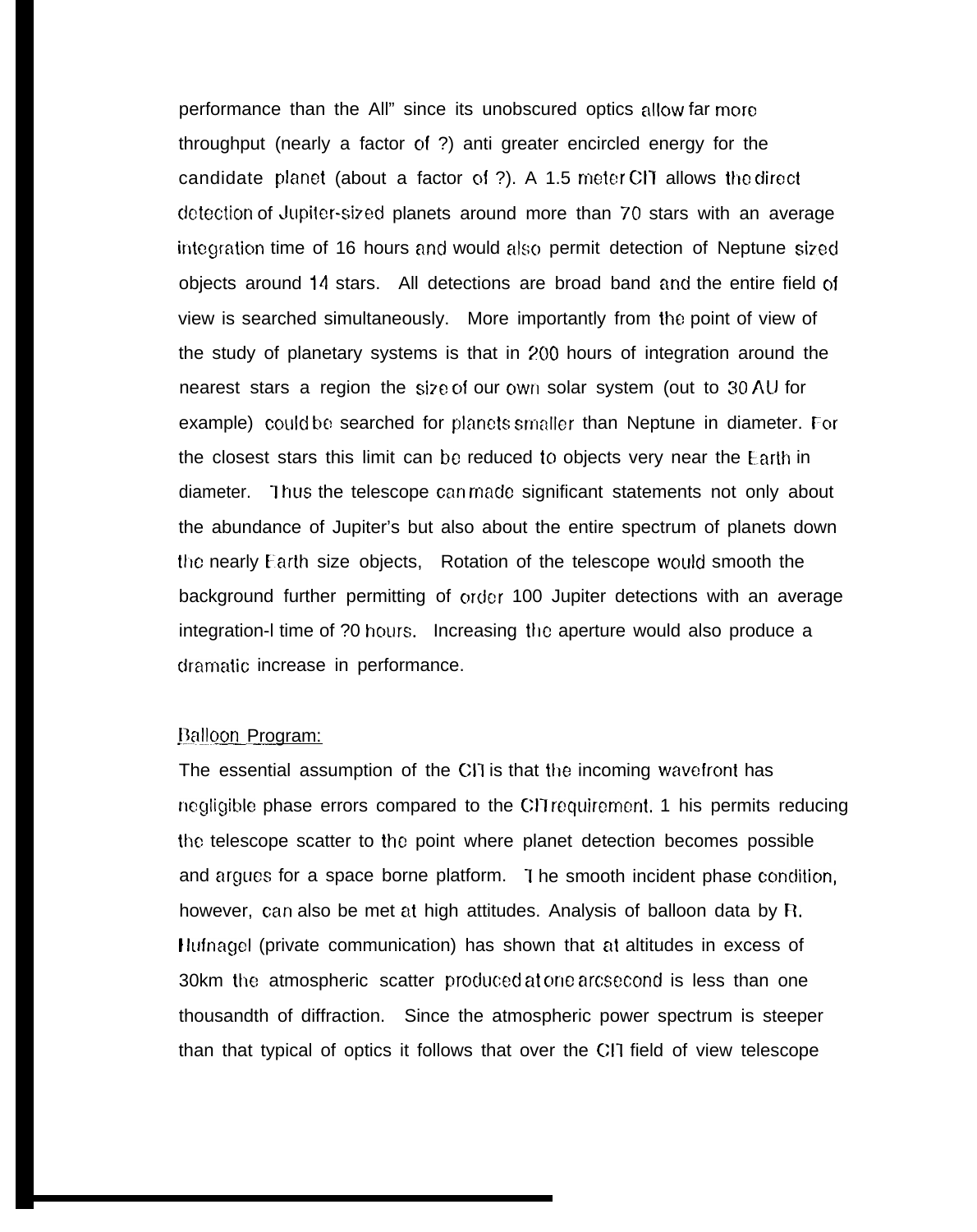performance than the All" since its unobscured optics allow far more throughput (nearly a factor of ?) anti greater encircled energy for the candidate planet (about a factor of ?). A 1.5 meter CIT allows the direct detection of Jupiter-sized planets around more than 70 stars with an average integration time of 16 hours and would also permit detection of Neptune sized objects around 14 stars. All detections are broad band and the entire field of view is searched simultaneously. More importantly from the point of view of the study of planetary systems is that in 200 hours of integration around the nearest stars a region the size of our own solar system (out to 30 AU for example) could be searched for planets smaller than Neptune in diameter. For the closest stars this limit can be reduced to objects very near the Earth in diameter. Thus the telescope can made significant statements not only about the abundance of Jupiter's but also about the entire spectrum of planets down the nearly Earth size objects, Rotation of the telescope would smooth the background further permitting of order 100 Jupiter detections with an average integration-l time of ?0 hours. Increasing the aperture would also produce a dramatic increase in performance.

Balloon Program:

The essential assumption of the CIT is that the incoming wavefront has negligible phase errors compared to the CIT requirement. This permits reducing the telescope scatter to the point where planet detection becomes possible and argues for a space borne platform. The smooth incident phase condition, however, can also be met at high attitudes. Analysis of balloon data by R. Hufnagel (private communication) has shown that at altitudes in excess of 30km the atmospheric scatter produced at one arcsecond is less than one thousandth of diffraction. Since the atmospheric power spectrum is steeper than that typical of optics it follows that over the CIT field of view telescope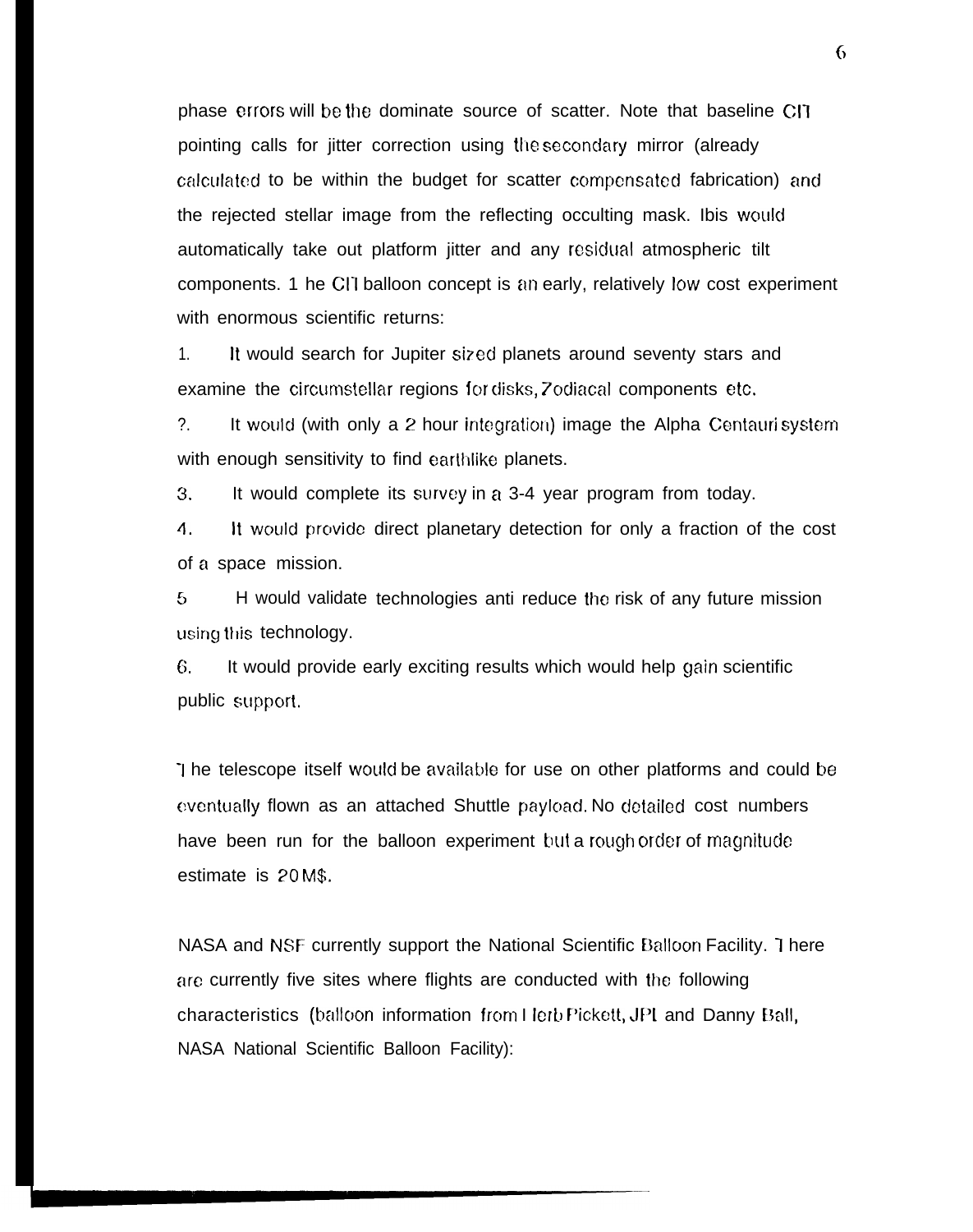phase errors will be the dominate source of scatter. Note that baseline CIT pointing calls for jitter correction using the secondary mirror (already calculated to be within the budget for scatter compensated fabrication) and the rejected stellar image from the reflecting occulting mask. Ibis would automatically take out platform jitter and any residual atmospheric tilt components. 1 he CIT balloon concept is an early, relatively low cost experiment with enormous scientific returns:

1. It would search for Jupiter sized planets around seventy stars and examine the circumstellar regions for disks, Zodiacal components etc.

?. It would (with only a 2 hour integration) image the Alpha Centauri system with enough sensitivity to find earthlike planets.

3. It would complete its survey in a 3-4 year program from today.

4. It would provide direct planetary detection for only a fraction of the cost of a space mission.

5 H would validate technologies anti reduce the risk of any future mission using this technology.

6. It would provide early exciting results which would help gain scientific public support.

The telescope itself would be available for use on other platforms and could be eventually flown as an attached Shuttle payload. No detailed cost numbers have been run for the balloon experiment but a rough order of magnitude estimate is 20 M$.

NASA and NSF currently support the National Scientific Balloon Facility. There are currently five sites where flights are conducted with the following characteristics (balloon information from Herb Pickett, JPL and Danny Ball, NASA National Scientific Balloon Facility):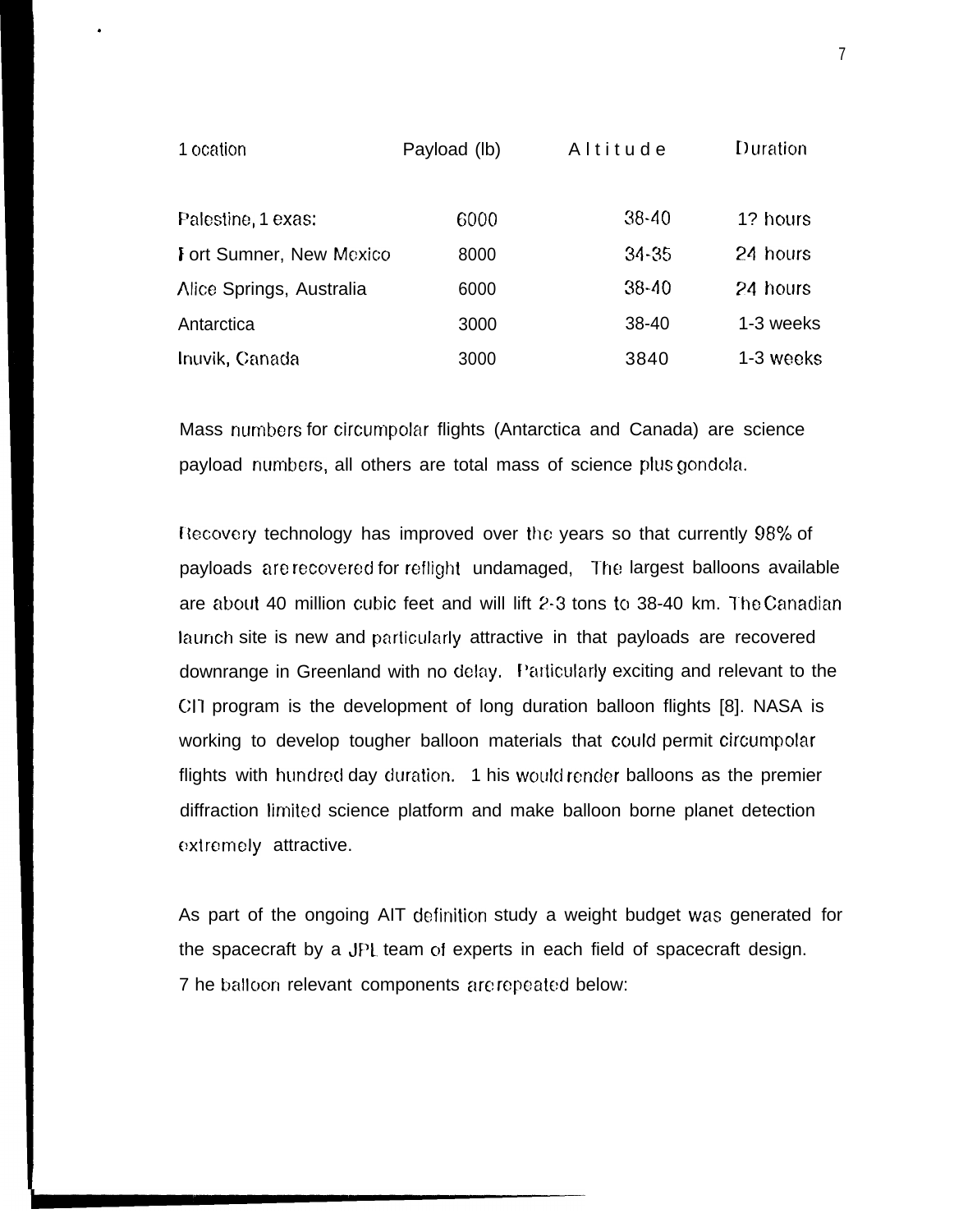| 1 ocation | Payload (lb) | Altitude | Duration |
|---|---|---|---|
| Palestine, 1 exas: | 6000 | 38-40 | 1? hours |
| Fort Sumner, New Mexico | 8000 | 34-35 | 24 hours |
| Alice Springs, Australia | 6000 | 38-40 | 24 hours |
| Antarctica | 3000 | 38-40 | 1-3 weeks |
| Inuvik, Canada | 3000 | 3840 | 1-3 weeks |

Mass numbers for circumpolar flights (Antarctica and Canada) are science payload numbers, all others are total mass of science plus gondola.

Recovery technology has improved over the years so that currently 98% of payloads are recovered for reflight undamaged, The largest balloons available are about 40 million cubic feet and will lift 2-3 tons to 38-40 km. The Canadian launch site is new and particularly attractive in that payloads are recovered downrange in Greenland with no delay. Particularly exciting and relevant to the CIT program is the development of long duration balloon flights [8]. NASA is working to develop tougher balloon materials that could permit circumpolar flights with hundred day duration. 1 his would render balloons as the premier diffraction limited science platform and make balloon borne planet detection extremely attractive.

As part of the ongoing AIT definition study a weight budget was generated for the spacecraft by a JPL team of experts in each field of spacecraft design. 7 he balloon relevant components are repeated below: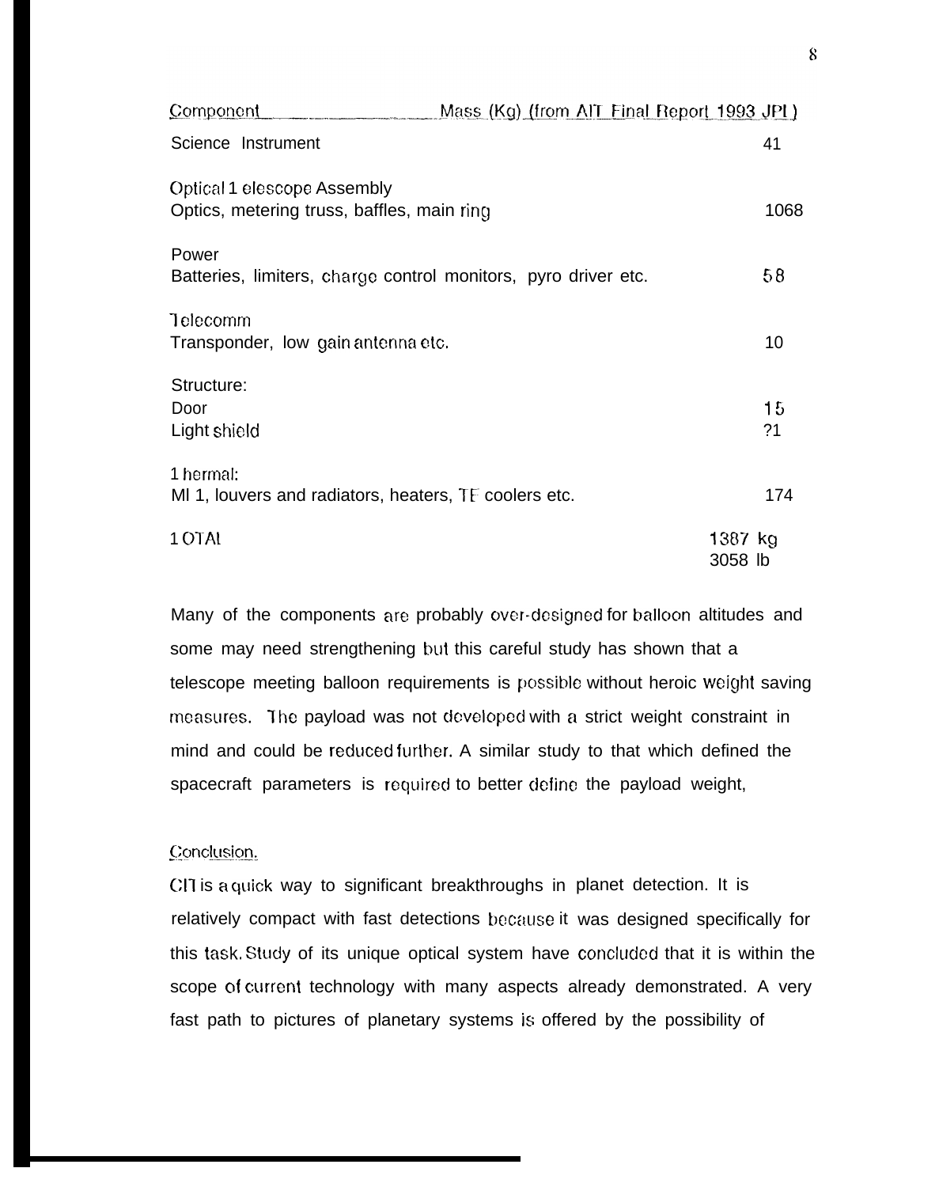| Component | Mass (Kg) (from AIT Final Report 1993 JPL) |
|---|---|
| Science Instrument | 41 |
| Optical Telescope Assembly<br>Optics, metering truss, baffles, main ring | 1068 |
| Power<br>Batteries, limiters, charge control monitors, pyro driver etc. | 58 |
| Telecomm<br>Transponder, low gain antenna etc. | 10 |
| Structure:<br>Door | 15 |
| Light shield | ?1 |
| Thermal:<br>MI 1, louvers and radiators, heaters, TE coolers etc. | 174 |
| TOTAL | 1387 kg<br>3058 lb |

Many of the components are probably over-designed for balloon altitudes and some may need strengthening but this careful study has shown that a telescope meeting balloon requirements is possible without heroic weight saving measures. The payload was not developed with a strict weight constraint in mind and could be reduced further. A similar study to that which defined the spacecraft parameters is required to better define the payload weight,

## Conclusion.

CIT is a quick way to significant breakthroughs in planet detection. It is relatively compact with fast detections because it was designed specifically for this task. Study of its unique optical system have concluded that it is within the scope of current technology with many aspects already demonstrated. A very fast path to pictures of planetary systems is offered by the possibility of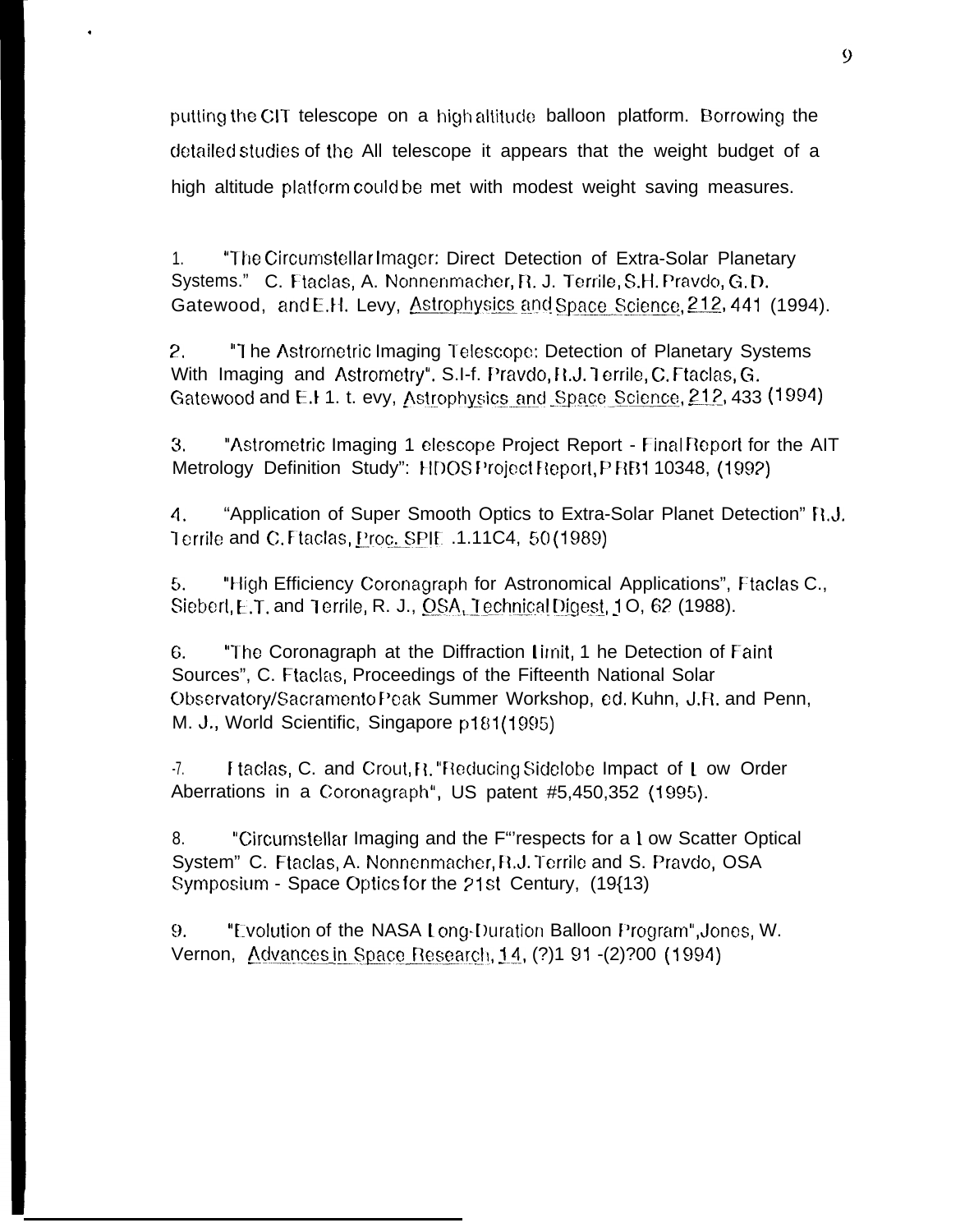putting the CIT telescope on a high altitude balloon platform. Borrowing the detailed studies of the All telescope it appears that the weight budget of a high altitude platform could be met with modest weight saving measures.

1. "The Circumstellar Imager: Direct Detection of Extra-Solar Planetary Systems." C. Ftaclas, A. Nonnenmacher, R. J. Terrile, S.H. Pravdo, G.D. Gatewood, and E.H. Levy, Astrophysics and Space Science, 212, 441 (1994).

2. "The Astrometric Imaging Telescope: Detection of Planetary Systems With Imaging and Astrometry". S.H. Pravdo, R.J. Terrile, C. Ftaclas, G. Gatewood and E.H. Levy, Astrophysics and Space Science, 212, 433 (1994)

3. "Astrometric Imaging Telescope Project Report - Final Report for the AIT Metrology Definition Study": HDOS Project Report, PRB1 10348, (1992)

4. "Application of Super Smooth Optics to Extra-Solar Planet Detection" R.J. Terrile and C. Ftaclas, Proc. SPIE .1.11C4, 50 (1989)

5. "High Efficiency Coronagraph for Astronomical Applications", Ftaclas C., Siebert, E.T. and Terrile, R. J., OSA, Technical Digest, 10, 62 (1988).

6. "The Coronagraph at the Diffraction Limit, The Detection of Faint Sources", C. Ftaclas, Proceedings of the Fifteenth National Solar Observatory/Sacramento Peak Summer Workshop, ed. Kuhn, J.R. and Penn, M. J., World Scientific, Singapore p181 (1995)

7. Ftaclas, C. and Crout, R. "Reducing Sidelobe Impact of Low Order Aberrations in a Coronagraph", US patent #5,450,352 (1995).

8. "Circumstellar Imaging and the Prospects for a Low Scatter Optical System" C. Ftaclas, A. Nonnenmacher, R.J. Terrile and S. Pravdo, OSA Symposium - Space Optics for the 21st Century, (1993)

9. "Evolution of the NASA Long-Duration Balloon Program", Jones, W. Vernon, Advances in Space Research, 14, (2)191 -(2)200 (1994)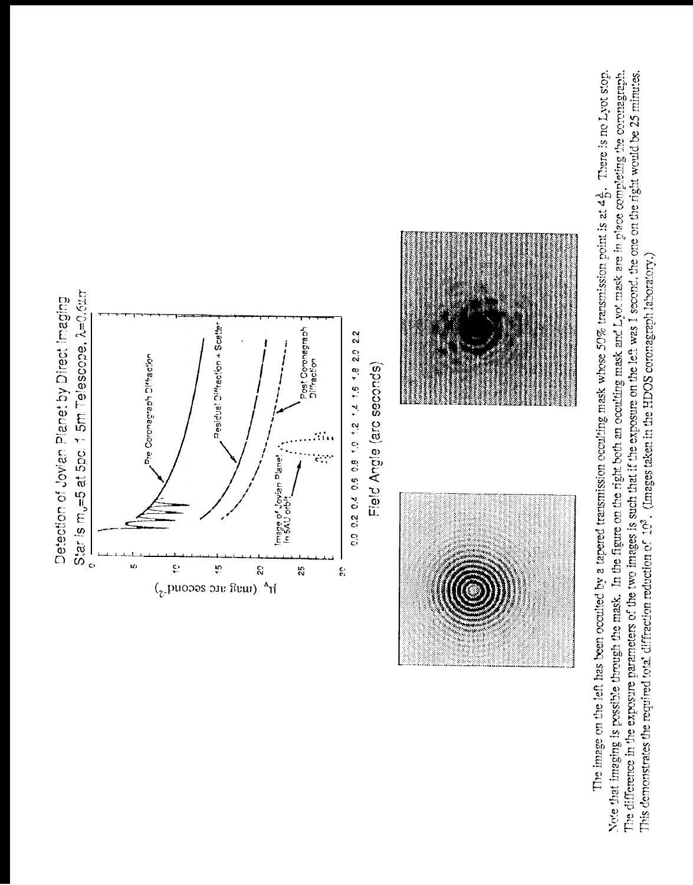The image on the left has been occulted by a tapered transmission occulting mask whose 50% transmission point is at $4\frac{\lambda}{D}$. There is no Lyot stop. Note that imaging is possible through the mask. In the figure on the right both an occulting mask and Lyot mask are in place completing the coronagraph. The difference in the exposure parameters of the two images is such that if the exposure on the left was 1 second, the one on the right would be 25 minutes. This demonstrates the required total diffraction reduction of $10^3$. (Images taken in the HDOS coronagraph laboratory.)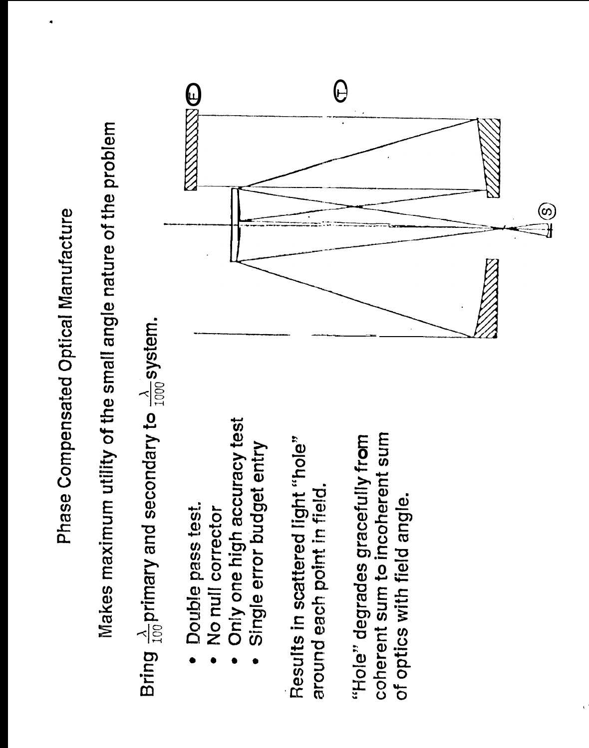# Phase Compensated Optical Manufacture

Makes maximum utility of the small angle nature of the problem

Bring $\frac{\lambda}{100}$ primary and secondary to $\frac{\lambda}{1000}$ system.

- Double pass test.
- No null corrector
- Only one high accuracy test
- Single error budget entry

Results in scattered light "hole" around each point in field.

"Hole" degrades gracefully from coherent sum to incoherent sum of optics with field angle.

F

T

S